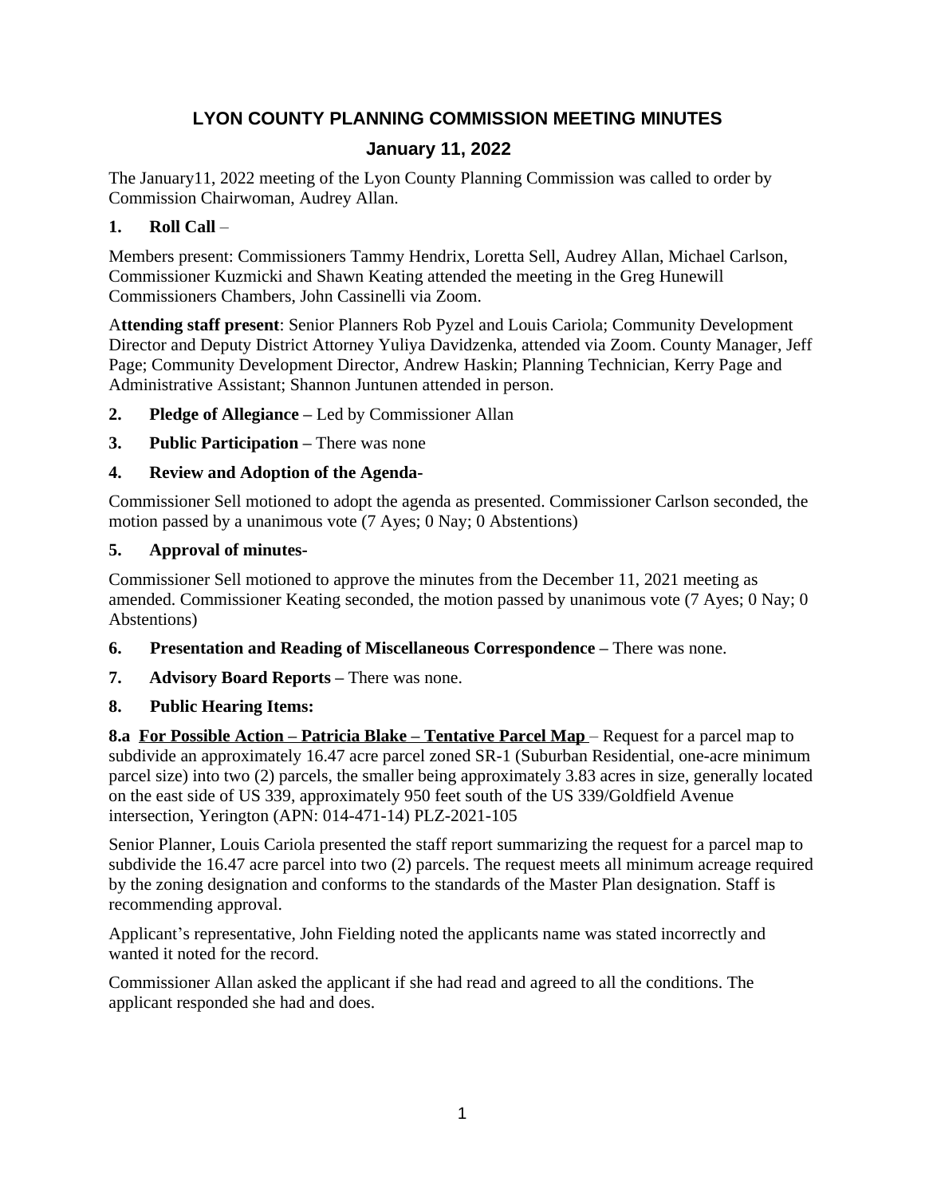# LYON COUNTY PLANNING COMMISSION MEETING MINUTES

## January 11, 2022

The January11, 2022 meeting of the Lyon County Planning Commission was called to order by Commission Chairwoman, Audrey Allan.

**1. Roll Call** –

Members present: Commissioners Tammy Hendrix, Loretta Sell, Audrey Allan, Michael Carlson, Commissioner Kuzmicki and Shawn Keating attended the meeting in the Greg Hunewill Commissioners Chambers, John Cassinelli via Zoom.

A**ttending staff present**: Senior Planners Rob Pyzel and Louis Cariola; Community Development Director and Deputy District Attorney Yuliya Davidzenka, attended via Zoom. County Manager, Jeff Page; Community Development Director, Andrew Haskin; Planning Technician, Kerry Page and Administrative Assistant; Shannon Juntunen attended in person.

**2. Pledge of Allegiance –** Led by Commissioner Allan

**3. Public Participation –** There was none

**4. Review and Adoption of the Agenda-**

Commissioner Sell motioned to adopt the agenda as presented. Commissioner Carlson seconded, the motion passed by a unanimous vote (7 Ayes; 0 Nay; 0 Abstentions)

**5. Approval of minutes-**

Commissioner Sell motioned to approve the minutes from the December 11, 2021 meeting as amended. Commissioner Keating seconded, the motion passed by unanimous vote (7 Ayes; 0 Nay; 0 Abstentions)

**6. Presentation and Reading of Miscellaneous Correspondence –** There was none.

**7. Advisory Board Reports –** There was none.

**8. Public Hearing Items:**

**8.a <u>For Possible Action – Patricia Blake – Tentative Parcel Map</u>** – Request for a parcel map to subdivide an approximately 16.47 acre parcel zoned SR-1 (Suburban Residential, one-acre minimum parcel size) into two (2) parcels, the smaller being approximately 3.83 acres in size, generally located on the east side of US 339, approximately 950 feet south of the US 339/Goldfield Avenue intersection, Yerington (APN: 014-471-14) PLZ-2021-105

Senior Planner, Louis Cariola presented the staff report summarizing the request for a parcel map to subdivide the 16.47 acre parcel into two (2) parcels. The request meets all minimum acreage required by the zoning designation and conforms to the standards of the Master Plan designation. Staff is recommending approval.

Applicant's representative, John Fielding noted the applicants name was stated incorrectly and wanted it noted for the record.

Commissioner Allan asked the applicant if she had read and agreed to all the conditions. The applicant responded she had and does.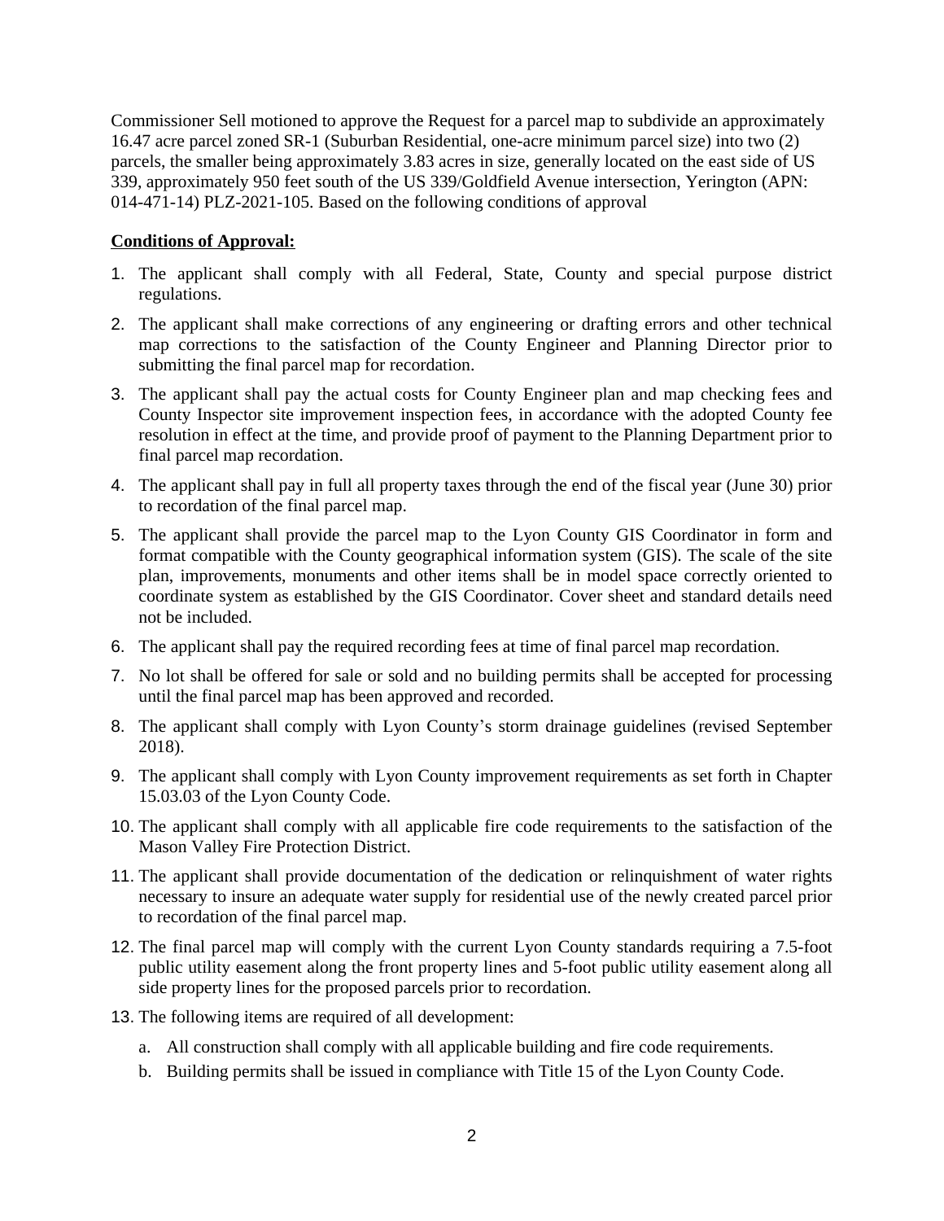Commissioner Sell motioned to approve the Request for a parcel map to subdivide an approximately 16.47 acre parcel zoned SR-1 (Suburban Residential, one-acre minimum parcel size) into two (2) parcels, the smaller being approximately 3.83 acres in size, generally located on the east side of US 339, approximately 950 feet south of the US 339/Goldfield Avenue intersection, Yerington (APN: 014-471-14) PLZ-2021-105. Based on the following conditions of approval

**Conditions of Approval:**

1. The applicant shall comply with all Federal, State, County and special purpose district regulations.
2. The applicant shall make corrections of any engineering or drafting errors and other technical map corrections to the satisfaction of the County Engineer and Planning Director prior to submitting the final parcel map for recordation.
3. The applicant shall pay the actual costs for County Engineer plan and map checking fees and County Inspector site improvement inspection fees, in accordance with the adopted County fee resolution in effect at the time, and provide proof of payment to the Planning Department prior to final parcel map recordation.
4. The applicant shall pay in full all property taxes through the end of the fiscal year (June 30) prior to recordation of the final parcel map.
5. The applicant shall provide the parcel map to the Lyon County GIS Coordinator in form and format compatible with the County geographical information system (GIS). The scale of the site plan, improvements, monuments and other items shall be in model space correctly oriented to coordinate system as established by the GIS Coordinator. Cover sheet and standard details need not be included.
6. The applicant shall pay the required recording fees at time of final parcel map recordation.
7. No lot shall be offered for sale or sold and no building permits shall be accepted for processing until the final parcel map has been approved and recorded.
8. The applicant shall comply with Lyon County's storm drainage guidelines (revised September 2018).
9. The applicant shall comply with Lyon County improvement requirements as set forth in Chapter 15.03.03 of the Lyon County Code.
10. The applicant shall comply with all applicable fire code requirements to the satisfaction of the Mason Valley Fire Protection District.
11. The applicant shall provide documentation of the dedication or relinquishment of water rights necessary to insure an adequate water supply for residential use of the newly created parcel prior to recordation of the final parcel map.
12. The final parcel map will comply with the current Lyon County standards requiring a 7.5-foot public utility easement along the front property lines and 5-foot public utility easement along all side property lines for the proposed parcels prior to recordation.
13. The following items are required of all development:
    a. All construction shall comply with all applicable building and fire code requirements.
    b. Building permits shall be issued in compliance with Title 15 of the Lyon County Code.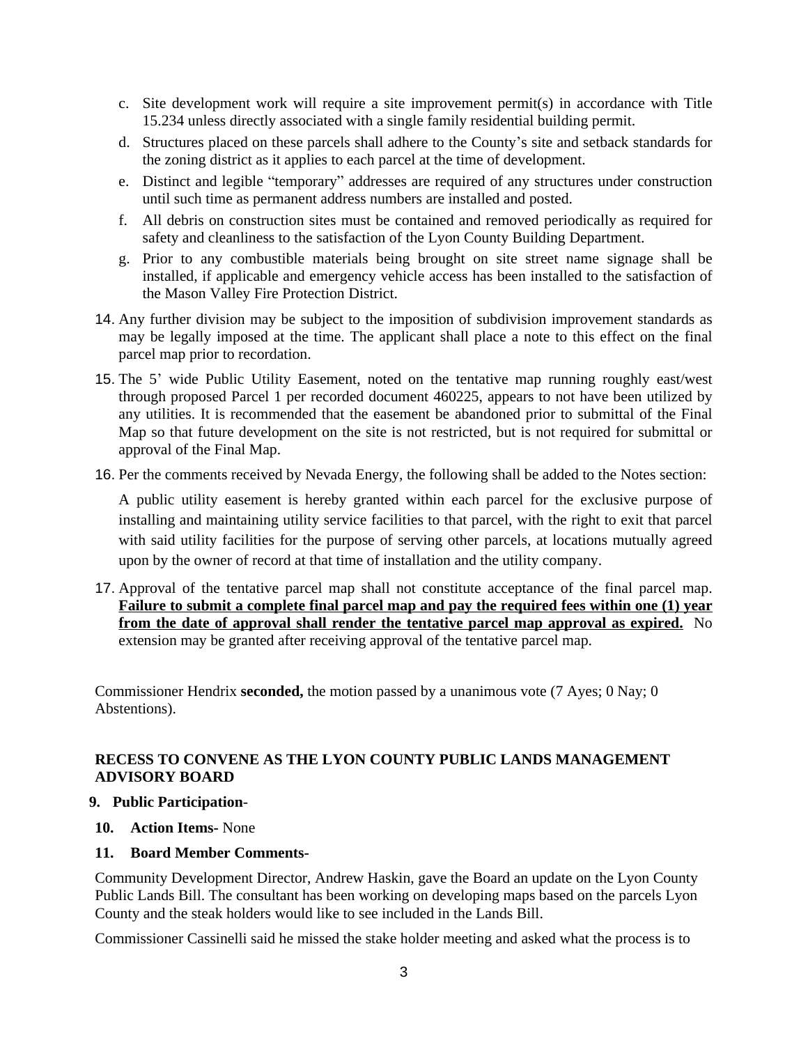c. Site development work will require a site improvement permit(s) in accordance with Title 15.234 unless directly associated with a single family residential building permit.

d. Structures placed on these parcels shall adhere to the County's site and setback standards for the zoning district as it applies to each parcel at the time of development.

e. Distinct and legible "temporary" addresses are required of any structures under construction until such time as permanent address numbers are installed and posted.

f. All debris on construction sites must be contained and removed periodically as required for safety and cleanliness to the satisfaction of the Lyon County Building Department.

g. Prior to any combustible materials being brought on site street name signage shall be installed, if applicable and emergency vehicle access has been installed to the satisfaction of the Mason Valley Fire Protection District.

14. Any further division may be subject to the imposition of subdivision improvement standards as may be legally imposed at the time. The applicant shall place a note to this effect on the final parcel map prior to recordation.

15. The 5' wide Public Utility Easement, noted on the tentative map running roughly east/west through proposed Parcel 1 per recorded document 460225, appears to not have been utilized by any utilities. It is recommended that the easement be abandoned prior to submittal of the Final Map so that future development on the site is not restricted, but is not required for submittal or approval of the Final Map.

16. Per the comments received by Nevada Energy, the following shall be added to the Notes section:

    A public utility easement is hereby granted within each parcel for the exclusive purpose of installing and maintaining utility service facilities to that parcel, with the right to exit that parcel with said utility facilities for the purpose of serving other parcels, at locations mutually agreed upon by the owner of record at that time of installation and the utility company.

17. Approval of the tentative parcel map shall not constitute acceptance of the final parcel map. **Failure to submit a complete final parcel map and pay the required fees within one (1) year from the date of approval shall render the tentative parcel map approval as expired.** No extension may be granted after receiving approval of the tentative parcel map.

Commissioner Hendrix **seconded,** the motion passed by a unanimous vote (7 Ayes; 0 Nay; 0 Abstentions).

**RECESS TO CONVENE AS THE LYON COUNTY PUBLIC LANDS MANAGEMENT ADVISORY BOARD**

**9. Public Participation**-

**10. Action Items-** None

**11. Board Member Comments-**

Community Development Director, Andrew Haskin, gave the Board an update on the Lyon County Public Lands Bill. The consultant has been working on developing maps based on the parcels Lyon County and the steak holders would like to see included in the Lands Bill.

Commissioner Cassinelli said he missed the stake holder meeting and asked what the process is to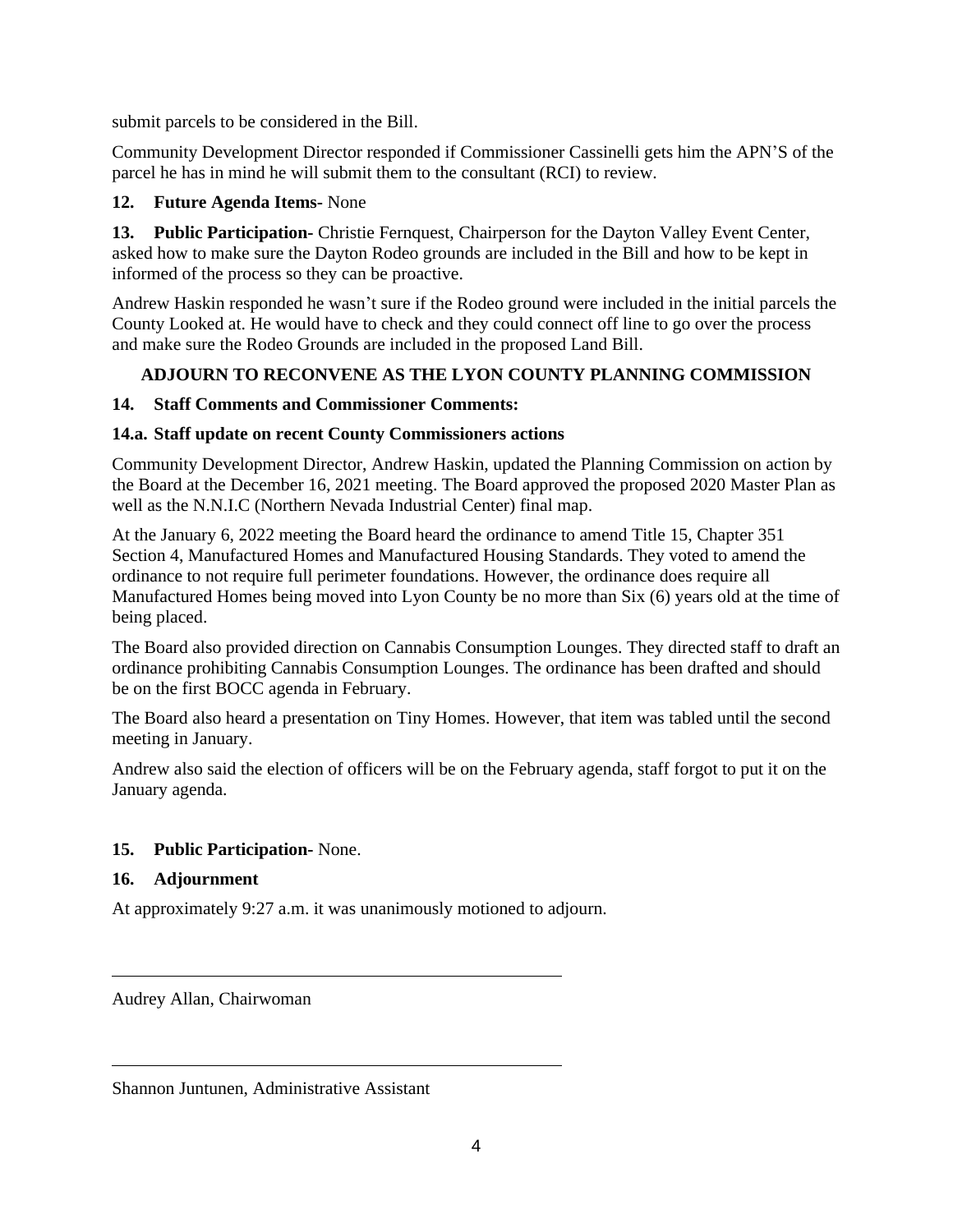submit parcels to be considered in the Bill.

Community Development Director responded if Commissioner Cassinelli gets him the APN'S of the parcel he has in mind he will submit them to the consultant (RCI) to review.

**12. Future Agenda Items-** None

**13. Public Participation-** Christie Fernquest, Chairperson for the Dayton Valley Event Center, asked how to make sure the Dayton Rodeo grounds are included in the Bill and how to be kept in informed of the process so they can be proactive.

Andrew Haskin responded he wasn't sure if the Rodeo ground were included in the initial parcels the County Looked at. He would have to check and they could connect off line to go over the process and make sure the Rodeo Grounds are included in the proposed Land Bill.

**ADJOURN TO RECONVENE AS THE LYON COUNTY PLANNING COMMISSION**

**14. Staff Comments and Commissioner Comments:**

**14.a. Staff update on recent County Commissioners actions**

Community Development Director, Andrew Haskin, updated the Planning Commission on action by the Board at the December 16, 2021 meeting. The Board approved the proposed 2020 Master Plan as well as the N.N.I.C (Northern Nevada Industrial Center) final map.

At the January 6, 2022 meeting the Board heard the ordinance to amend Title 15, Chapter 351 Section 4, Manufactured Homes and Manufactured Housing Standards. They voted to amend the ordinance to not require full perimeter foundations. However, the ordinance does require all Manufactured Homes being moved into Lyon County be no more than Six (6) years old at the time of being placed.

The Board also provided direction on Cannabis Consumption Lounges. They directed staff to draft an ordinance prohibiting Cannabis Consumption Lounges. The ordinance has been drafted and should be on the first BOCC agenda in February.

The Board also heard a presentation on Tiny Homes. However, that item was tabled until the second meeting in January.

Andrew also said the election of officers will be on the February agenda, staff forgot to put it on the January agenda.

**15. Public Participation-** None.

**16. Adjournment**

At approximately 9:27 a.m. it was unanimously motioned to adjourn.

\_\_\_\_\_\_\_\_\_\_\_\_\_\_\_\_\_\_\_\_\_\_\_\_\_\_\_\_\_\_\_\_\_\_\_\_\_\_\_\_\_\_\_\_

Audrey Allan, Chairwoman

\_\_\_\_\_\_\_\_\_\_\_\_\_\_\_\_\_\_\_\_\_\_\_\_\_\_\_\_\_\_\_\_\_\_\_\_\_\_\_\_\_\_\_\_

Shannon Juntunen, Administrative Assistant